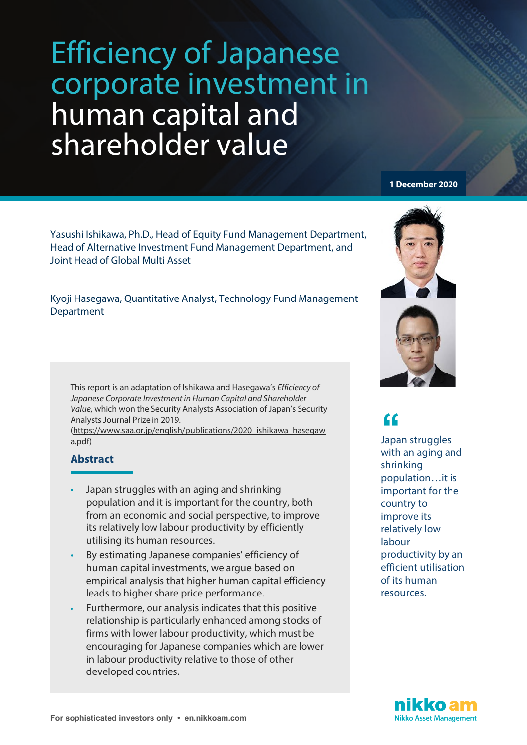# Efficiency of Japanese corporate investment in human capital and shareholder value

**1 December 2020**

Yasushi Ishikawa, Ph.D., Head of Equity Fund Management Department, Head of Alternative Investment Fund Management Department, and Joint Head of Global Multi Asset

Kyoji Hasegawa, Quantitative Analyst, Technology Fund Management Department

This report is an adaptation of Ishikawa and Hasegawa's *Efficiency of Japanese Corporate Investment in Human Capital and Shareholder Value*, which won the Security Analysts Association of Japan's Security Analysts Journal Prize in 2019. (https://www.saa.or.jp/english/publications/2020_ishikawa_hasegawa.pdf)

## Abstract

- Japan struggles with an aging and shrinking population and it is important for the country, both from an economic and social perspective, to improve its relatively low labour productivity by efficiently utilising its human resources.
- By estimating Japanese companies' efficiency of human capital investments, we argue based on empirical analysis that higher human capital efficiency leads to higher share price performance.
- Furthermore, our analysis indicates that this positive relationship is particularly enhanced among stocks of firms with lower labour productivity, which must be encouraging for Japanese companies which are lower in labour productivity relative to those of other developed countries.

> "Japan struggles with an aging and shrinking population…it is important for the country to improve its relatively low labour productivity by an efficient utilisation of its human resources.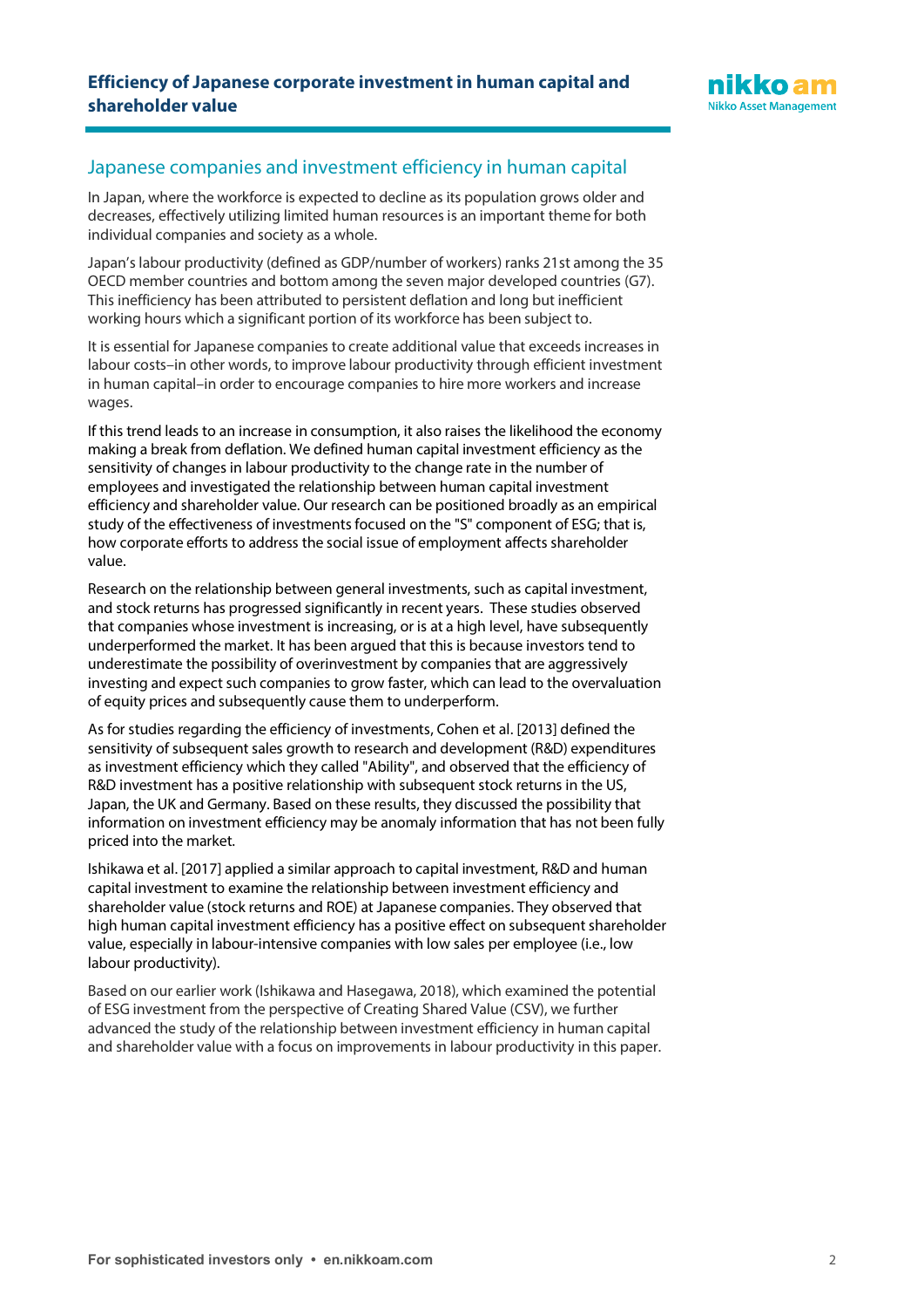## Japanese companies and investment efficiency in human capital

In Japan, where the workforce is expected to decline as its population grows older and decreases, effectively utilizing limited human resources is an important theme for both individual companies and society as a whole.

Japan's labour productivity (defined as GDP/number of workers) ranks 21st among the 35 OECD member countries and bottom among the seven major developed countries (G7). This inefficiency has been attributed to persistent deflation and long but inefficient working hours which a significant portion of its workforce has been subject to.

It is essential for Japanese companies to create additional value that exceeds increases in labour costs–in other words, to improve labour productivity through efficient investment in human capital–in order to encourage companies to hire more workers and increase wages.

If this trend leads to an increase in consumption, it also raises the likelihood the economy making a break from deflation. We defined human capital investment efficiency as the sensitivity of changes in labour productivity to the change rate in the number of employees and investigated the relationship between human capital investment efficiency and shareholder value. Our research can be positioned broadly as an empirical study of the effectiveness of investments focused on the "S" component of ESG; that is, how corporate efforts to address the social issue of employment affects shareholder value.

Research on the relationship between general investments, such as capital investment, and stock returns has progressed significantly in recent years. These studies observed that companies whose investment is increasing, or is at a high level, have subsequently underperformed the market. It has been argued that this is because investors tend to underestimate the possibility of overinvestment by companies that are aggressively investing and expect such companies to grow faster, which can lead to the overvaluation of equity prices and subsequently cause them to underperform.

As for studies regarding the efficiency of investments, Cohen et al. [2013] defined the sensitivity of subsequent sales growth to research and development (R&D) expenditures as investment efficiency which they called "Ability", and observed that the efficiency of R&D investment has a positive relationship with subsequent stock returns in the US, Japan, the UK and Germany. Based on these results, they discussed the possibility that information on investment efficiency may be anomaly information that has not been fully priced into the market.

Ishikawa et al. [2017] applied a similar approach to capital investment, R&D and human capital investment to examine the relationship between investment efficiency and shareholder value (stock returns and ROE) at Japanese companies. They observed that high human capital investment efficiency has a positive effect on subsequent shareholder value, especially in labour-intensive companies with low sales per employee (i.e., low labour productivity).

Based on our earlier work (Ishikawa and Hasegawa, 2018), which examined the potential of ESG investment from the perspective of Creating Shared Value (CSV), we further advanced the study of the relationship between investment efficiency in human capital and shareholder value with a focus on improvements in labour productivity in this paper.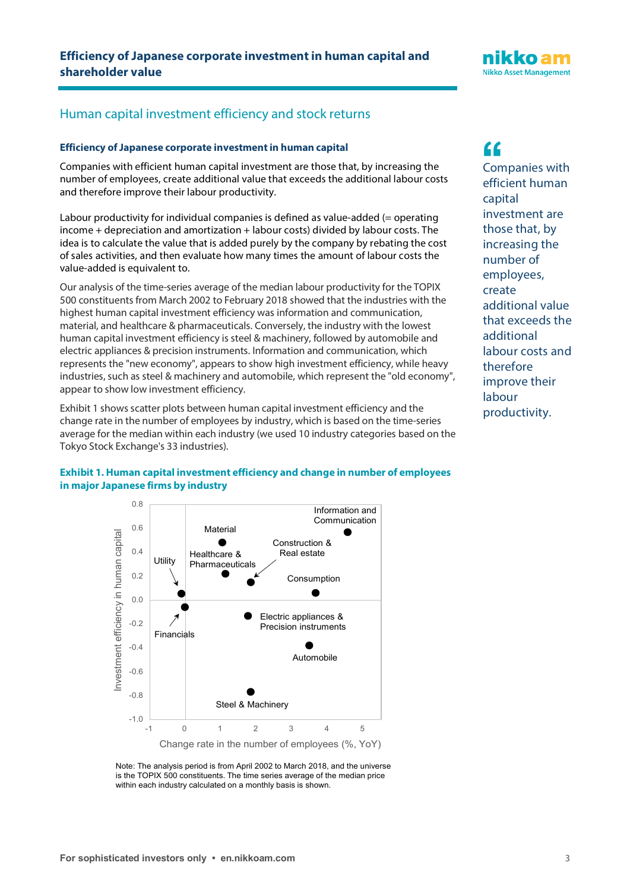## Human capital investment efficiency and stock returns

### Efficiency of Japanese corporate investment in human capital

Companies with efficient human capital investment are those that, by increasing the number of employees, create additional value that exceeds the additional labour costs and therefore improve their labour productivity.

Labour productivity for individual companies is defined as value-added (= operating income + depreciation and amortization + labour costs) divided by labour costs. The idea is to calculate the value that is added purely by the company by rebating the cost of sales activities, and then evaluate how many times the amount of labour costs the value-added is equivalent to.

Our analysis of the time-series average of the median labour productivity for the TOPIX 500 constituents from March 2002 to February 2018 showed that the industries with the highest human capital investment efficiency was information and communication, material, and healthcare & pharmaceuticals. Conversely, the industry with the lowest human capital investment efficiency is steel & machinery, followed by automobile and electric appliances & precision instruments. Information and communication, which represents the "new economy", appears to show high investment efficiency, while heavy industries, such as steel & machinery and automobile, which represent the "old economy", appear to show low investment efficiency.

Exhibit 1 shows scatter plots between human capital investment efficiency and the change rate in the number of employees by industry, which is based on the time-series average for the median within each industry (we used 10 industry categories based on the Tokyo Stock Exchange's 33 industries).

> Companies with efficient human capital investment are those that, by increasing the number of employees, create additional value that exceeds the additional labour costs and therefore improve their labour productivity.

**Exhibit 1. Human capital investment efficiency and change in number of employees in major Japanese firms by industry**

Note: The analysis period is from April 2002 to March 2018, and the universe is the TOPIX 500 constituents. The time series average of the median price within each industry calculated on a monthly basis is shown.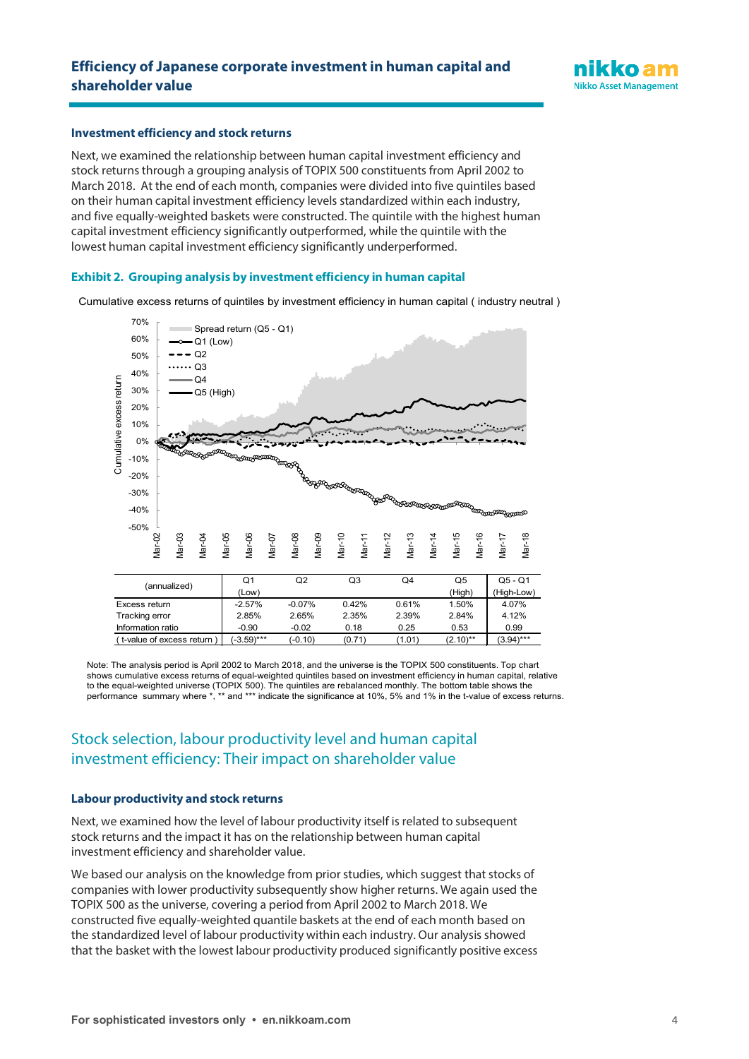## Investment efficiency and stock returns

Next, we examined the relationship between human capital investment efficiency and stock returns through a grouping analysis of TOPIX 500 constituents from April 2002 to March 2018. At the end of each month, companies were divided into five quintiles based on their human capital investment efficiency levels standardized within each industry, and five equally-weighted baskets were constructed. The quintile with the highest human capital investment efficiency significantly outperformed, while the quintile with the lowest human capital investment efficiency significantly underperformed.

### Exhibit 2. Grouping analysis by investment efficiency in human capital

Cumulative excess returns of quintiles by investment efficiency in human capital ( industry neutral )

| (annualized) | Q1 (Low) | Q2 | Q3 | Q4 | Q5 (High) | Q5 - Q1 (High-Low) |
|---|---|---|---|---|---|---|
| Excess return | -2.57% | -0.07% | 0.42% | 0.61% | 1.50% | 4.07% |
| Tracking error | 2.85% | 2.65% | 2.35% | 2.39% | 2.84% | 4.12% |
| Information ratio | -0.90 | -0.02 | 0.18 | 0.25 | 0.53 | 0.99 |
| ( t-value of excess return ) | (-3.59)*** | (-0.10) | (0.71) | (1.01) | (2.10)** | (3.94)*** |

Note: The analysis period is April 2002 to March 2018, and the universe is the TOPIX 500 constituents. Top chart shows cumulative excess returns of equal-weighted quintiles based on investment efficiency in human capital, relative to the equal-weighted universe (TOPIX 500). The quintiles are rebalanced monthly. The bottom table shows the performance summary where *, ** and *** indicate the significance at 10%, 5% and 1% in the t-value of excess returns.

# Stock selection, labour productivity level and human capital investment efficiency: Their impact on shareholder value

## Labour productivity and stock returns

Next, we examined how the level of labour productivity itself is related to subsequent stock returns and the impact it has on the relationship between human capital investment efficiency and shareholder value.

We based our analysis on the knowledge from prior studies, which suggest that stocks of companies with lower productivity subsequently show higher returns. We again used the TOPIX 500 as the universe, covering a period from April 2002 to March 2018. We constructed five equally-weighted quantile baskets at the end of each month based on the standardized level of labour productivity within each industry. Our analysis showed that the basket with the lowest labour productivity produced significantly positive excess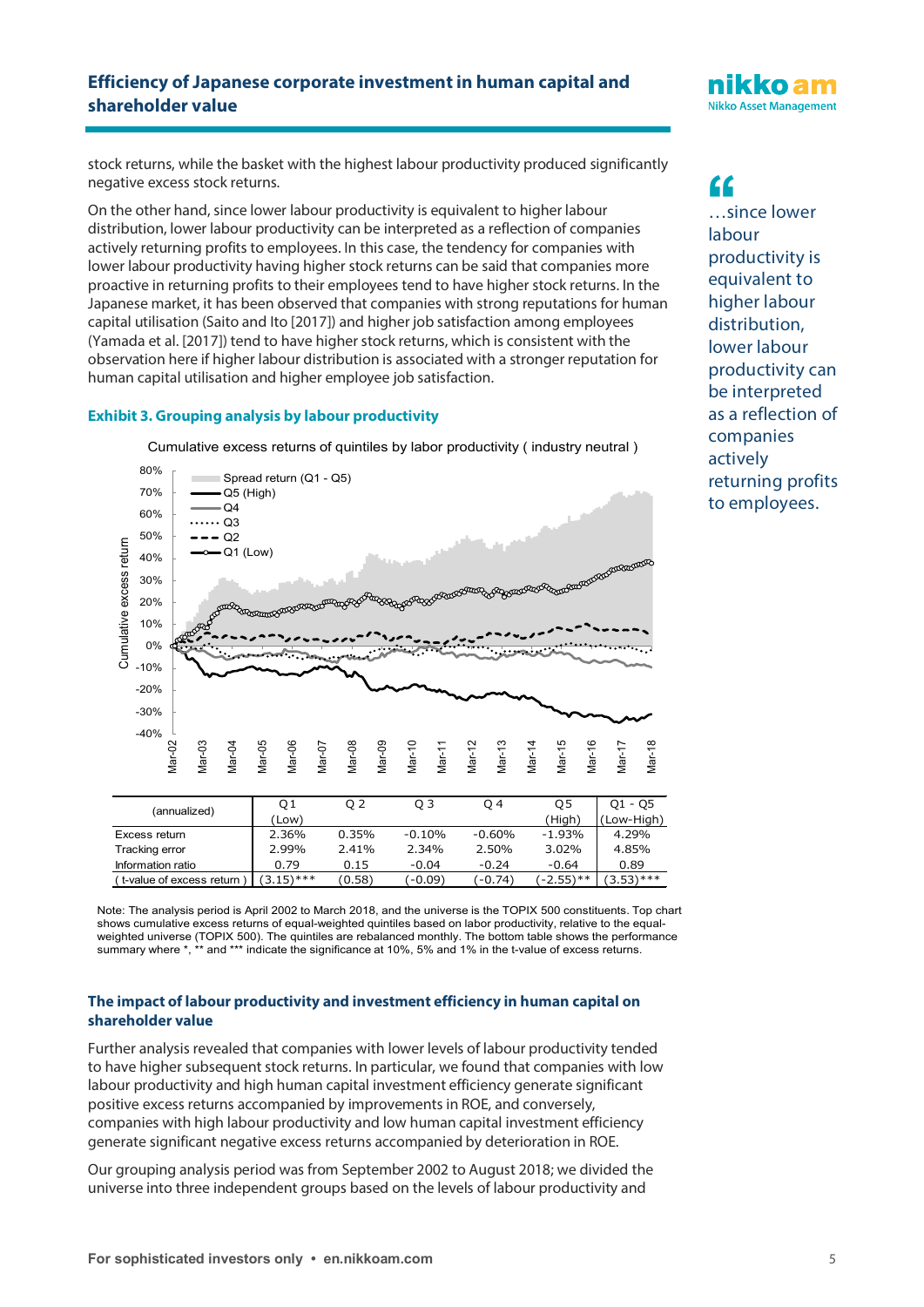stock returns, while the basket with the highest labour productivity produced significantly negative excess stock returns.

On the other hand, since lower labour productivity is equivalent to higher labour distribution, lower labour productivity can be interpreted as a reflection of companies actively returning profits to employees. In this case, the tendency for companies with lower labour productivity having higher stock returns can be said that companies more proactive in returning profits to their employees tend to have higher stock returns. In the Japanese market, it has been observed that companies with strong reputations for human capital utilisation (Saito and Ito [2017]) and higher job satisfaction among employees (Yamada et al. [2017]) tend to have higher stock returns, which is consistent with the observation here if higher labour distribution is associated with a stronger reputation for human capital utilisation and higher employee job satisfaction.

> "…since lower labour productivity is equivalent to higher labour distribution, lower labour productivity can be interpreted as a reflection of companies actively returning profits to employees.

### Exhibit 3. Grouping analysis by labour productivity

Cumulative excess returns of quintiles by labor productivity ( industry neutral )

| (annualized) | Q1 (Low) | Q2 | Q3 | Q4 | Q5 (High) | Q1 - Q5 (Low-High) |
|---|---|---|---|---|---|---|
| Excess return | 2.36% | 0.35% | -0.10% | -0.60% | -1.93% | 4.29% |
| Tracking error | 2.99% | 2.41% | 2.34% | 2.50% | 3.02% | 4.85% |
| Information ratio | 0.79 | 0.15 | -0.04 | -0.24 | -0.64 | 0.89 |
| ( t-value of excess return ) | (3.15)*** | (0.58) | (-0.09) | (-0.74) | (-2.55)** | (3.53)*** |

Note: The analysis period is April 2002 to March 2018, and the universe is the TOPIX 500 constituents. Top chart shows cumulative excess returns of equal-weighted quintiles based on labor productivity, relative to the equal-weighted universe (TOPIX 500). The quintiles are rebalanced monthly. The bottom table shows the performance summary where *, ** and *** indicate the significance at 10%, 5% and 1% in the t-value of excess returns.

### The impact of labour productivity and investment efficiency in human capital on shareholder value

Further analysis revealed that companies with lower levels of labour productivity tended to have higher subsequent stock returns. In particular, we found that companies with low labour productivity and high human capital investment efficiency generate significant positive excess returns accompanied by improvements in ROE, and conversely, companies with high labour productivity and low human capital investment efficiency generate significant negative excess returns accompanied by deterioration in ROE.

Our grouping analysis period was from September 2002 to August 2018; we divided the universe into three independent groups based on the levels of labour productivity and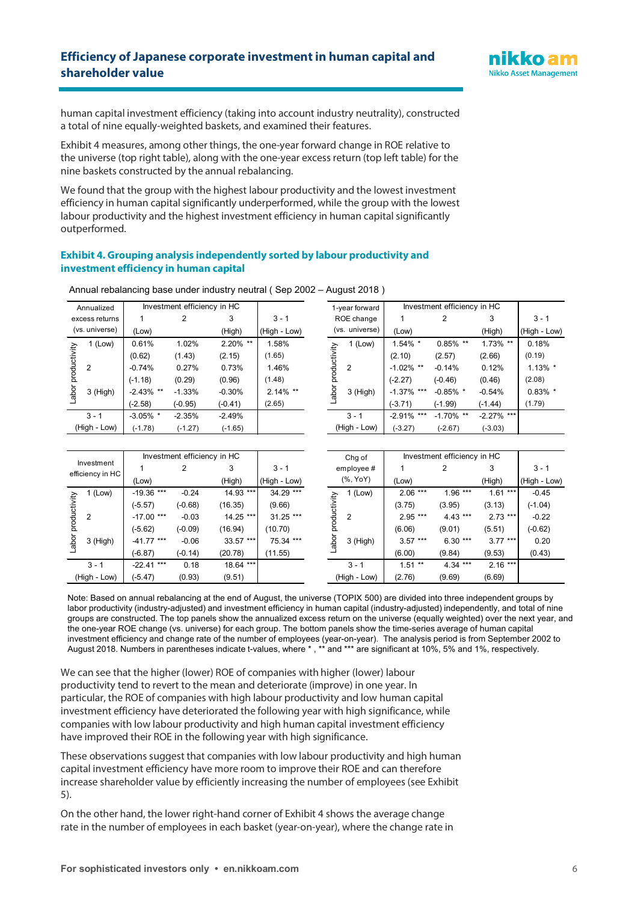human capital investment efficiency (taking into account industry neutrality), constructed a total of nine equally-weighted baskets, and examined their features.

Exhibit 4 measures, among other things, the one-year forward change in ROE relative to the universe (top right table), along with the one-year excess return (top left table) for the nine baskets constructed by the annual rebalancing.

We found that the group with the highest labour productivity and the lowest investment efficiency in human capital significantly underperformed, while the group with the lowest labour productivity and the highest investment efficiency in human capital significantly outperformed.

### Exhibit 4. Grouping analysis independently sorted by labour productivity and investment efficiency in human capital

Annual rebalancing base under industry neutral ( Sep 2002 – August 2018 )

| Annualized excess returns (vs. universe) | | Investment efficiency in HC 1 (Low) | 2 | 3 (High) | 3 - 1 (High - Low) |
|---|---|---|---|---|---|
| Labor productivity | 1 (Low) | 0.61% | 1.02% | 2.20% ** | 1.58% |
| | | (0.62) | (1.43) | (2.15) | (1.65) |
| | 2 | -0.74% | 0.27% | 0.73% | 1.46% |
| | | (-1.18) | (0.29) | (0.96) | (1.48) |
| | 3 (High) | -2.43% ** | -1.33% | -0.30% | 2.14% ** |
| | | (-2.58) | (-0.95) | (-0.41) | (2.65) |
| 3 - 1 (High - Low) | | -3.05% * | -2.35% | -2.49% | |
| | | (-1.78) | (-1.27) | (-1.65) | |

| 1-year forward ROE change (vs. universe) | | Investment efficiency in HC 1 (Low) | 2 | 3 (High) | 3 - 1 (High - Low) |
|---|---|---|---|---|---|
| Labor productivity | 1 (Low) | 1.54% * | 0.85% ** | 1.73% ** | 0.18% |
| | | (2.10) | (2.57) | (2.66) | (0.19) |
| | 2 | -1.02% ** | -0.14% | 0.12% | 1.13% * |
| | | (-2.27) | (-0.46) | (0.46) | (2.08) |
| | 3 (High) | -1.37% *** | -0.85% * | -0.54% | 0.83% * |
| | | (-3.71) | (-1.99) | (-1.44) | (1.79) |
| 3 - 1 (High - Low) | | -2.91% *** | -1.70% ** | -2.27% *** | |
| | | (-3.27) | (-2.67) | (-3.03) | |

| Investment efficiency in HC | | Investment efficiency in HC 1 (Low) | 2 | 3 (High) | 3 - 1 (High - Low) |
|---|---|---|---|---|---|
| Labor productivity | 1 (Low) | -19.36 *** | -0.24 | 14.93 *** | 34.29 *** |
| | | (-5.57) | (-0.68) | (16.35) | (9.66) |
| | 2 | -17.00 *** | -0.03 | 14.25 *** | 31.25 *** |
| | | (-5.62) | (-0.09) | (16.94) | (10.70) |
| | 3 (High) | -41.77 *** | -0.06 | 33.57 *** | 75.34 *** |
| | | (-6.87) | (-0.14) | (20.78) | (11.55) |
| 3 - 1 (High - Low) | | -22.41 *** | 0.18 | 18.64 *** | |
| | | (-5.47) | (0.93) | (9.51) | |

| Chg of employee # (%, YoY) | | Investment efficiency in HC 1 (Low) | 2 | 3 (High) | 3 - 1 (High - Low) |
|---|---|---|---|---|---|
| Labor productivity | 1 (Low) | 2.06 *** | 1.96 *** | 1.61 *** | -0.45 |
| | | (3.75) | (3.95) | (3.13) | (-1.04) |
| | 2 | 2.95 *** | 4.43 *** | 2.73 *** | -0.22 |
| | | (6.06) | (9.01) | (5.51) | (-0.62) |
| | 3 (High) | 3.57 *** | 6.30 *** | 3.77 *** | 0.20 |
| | | (6.00) | (9.84) | (9.53) | (0.43) |
| 3 - 1 (High - Low) | | 1.51 ** | 4.34 *** | 2.16 *** | |
| | | (2.76) | (9.69) | (6.69) | |

Note: Based on annual rebalancing at the end of August, the universe (TOPIX 500) are divided into three independent groups by labor productivity (industry-adjusted) and investment efficiency in human capital (industry-adjusted) independently, and total of nine groups are constructed. The top panels show the annualized excess return on the universe (equally weighted) over the next year, and the one-year ROE change (vs. universe) for each group. The bottom panels show the time-series average of human capital investment efficiency and change rate of the number of employees (year-on-year). The analysis period is from September 2002 to August 2018. Numbers in parentheses indicate t-values, where * , ** and *** are significant at 10%, 5% and 1%, respectively.

We can see that the higher (lower) ROE of companies with higher (lower) labour productivity tend to revert to the mean and deteriorate (improve) in one year. In particular, the ROE of companies with high labour productivity and low human capital investment efficiency have deteriorated the following year with high significance, while companies with low labour productivity and high human capital investment efficiency have improved their ROE in the following year with high significance.

These observations suggest that companies with low labour productivity and high human capital investment efficiency have more room to improve their ROE and can therefore increase shareholder value by efficiently increasing the number of employees (see Exhibit 5).

On the other hand, the lower right-hand corner of Exhibit 4 shows the average change rate in the number of employees in each basket (year-on-year), where the change rate in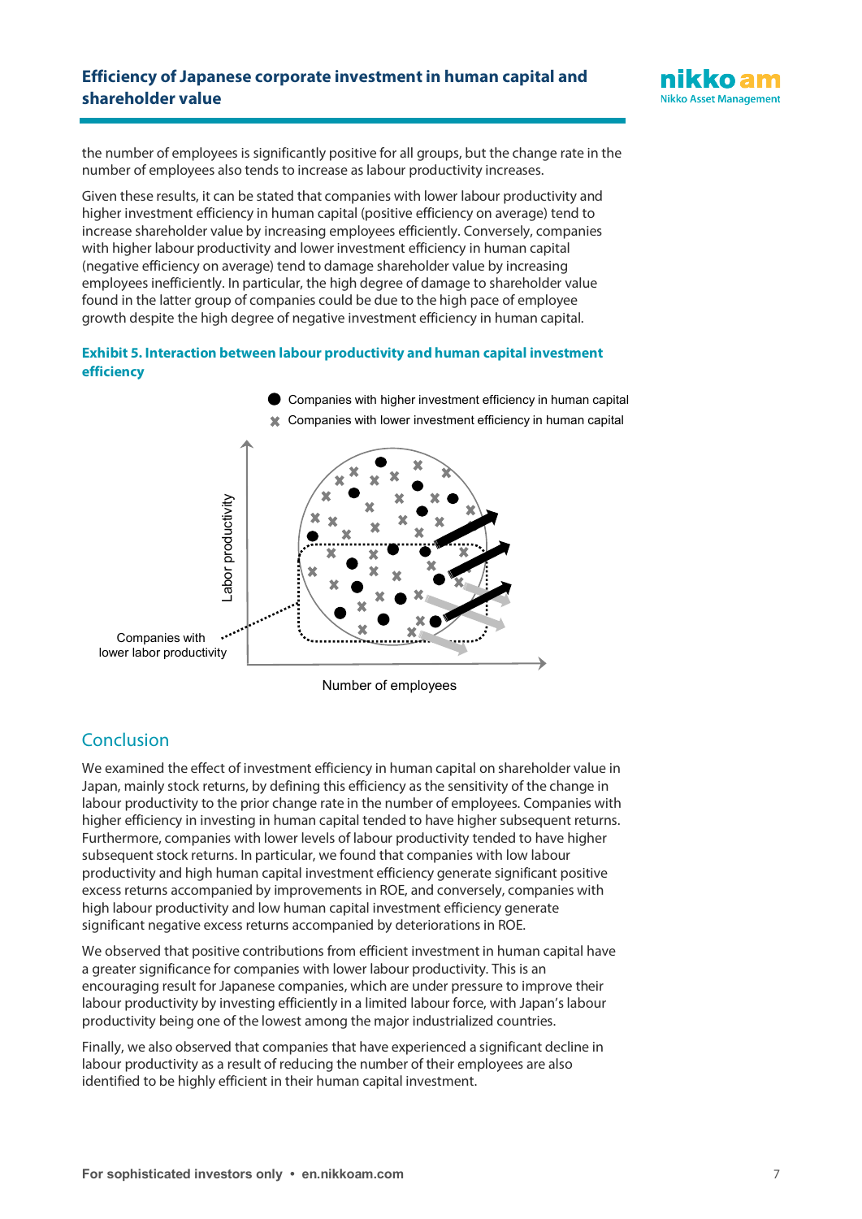the number of employees is significantly positive for all groups, but the change rate in the number of employees also tends to increase as labour productivity increases.

Given these results, it can be stated that companies with lower labour productivity and higher investment efficiency in human capital (positive efficiency on average) tend to increase shareholder value by increasing employees efficiently. Conversely, companies with higher labour productivity and lower investment efficiency in human capital (negative efficiency on average) tend to damage shareholder value by increasing employees inefficiently. In particular, the high degree of damage to shareholder value found in the latter group of companies could be due to the high pace of employee growth despite the high degree of negative investment efficiency in human capital.

**Exhibit 5. Interaction between labour productivity and human capital investment efficiency**

## Conclusion

We examined the effect of investment efficiency in human capital on shareholder value in Japan, mainly stock returns, by defining this efficiency as the sensitivity of the change in labour productivity to the prior change rate in the number of employees. Companies with higher efficiency in investing in human capital tended to have higher subsequent returns. Furthermore, companies with lower levels of labour productivity tended to have higher subsequent stock returns. In particular, we found that companies with low labour productivity and high human capital investment efficiency generate significant positive excess returns accompanied by improvements in ROE, and conversely, companies with high labour productivity and low human capital investment efficiency generate significant negative excess returns accompanied by deteriorations in ROE.

We observed that positive contributions from efficient investment in human capital have a greater significance for companies with lower labour productivity. This is an encouraging result for Japanese companies, which are under pressure to improve their labour productivity by investing efficiently in a limited labour force, with Japan's labour productivity being one of the lowest among the major industrialized countries.

Finally, we also observed that companies that have experienced a significant decline in labour productivity as a result of reducing the number of their employees are also identified to be highly efficient in their human capital investment.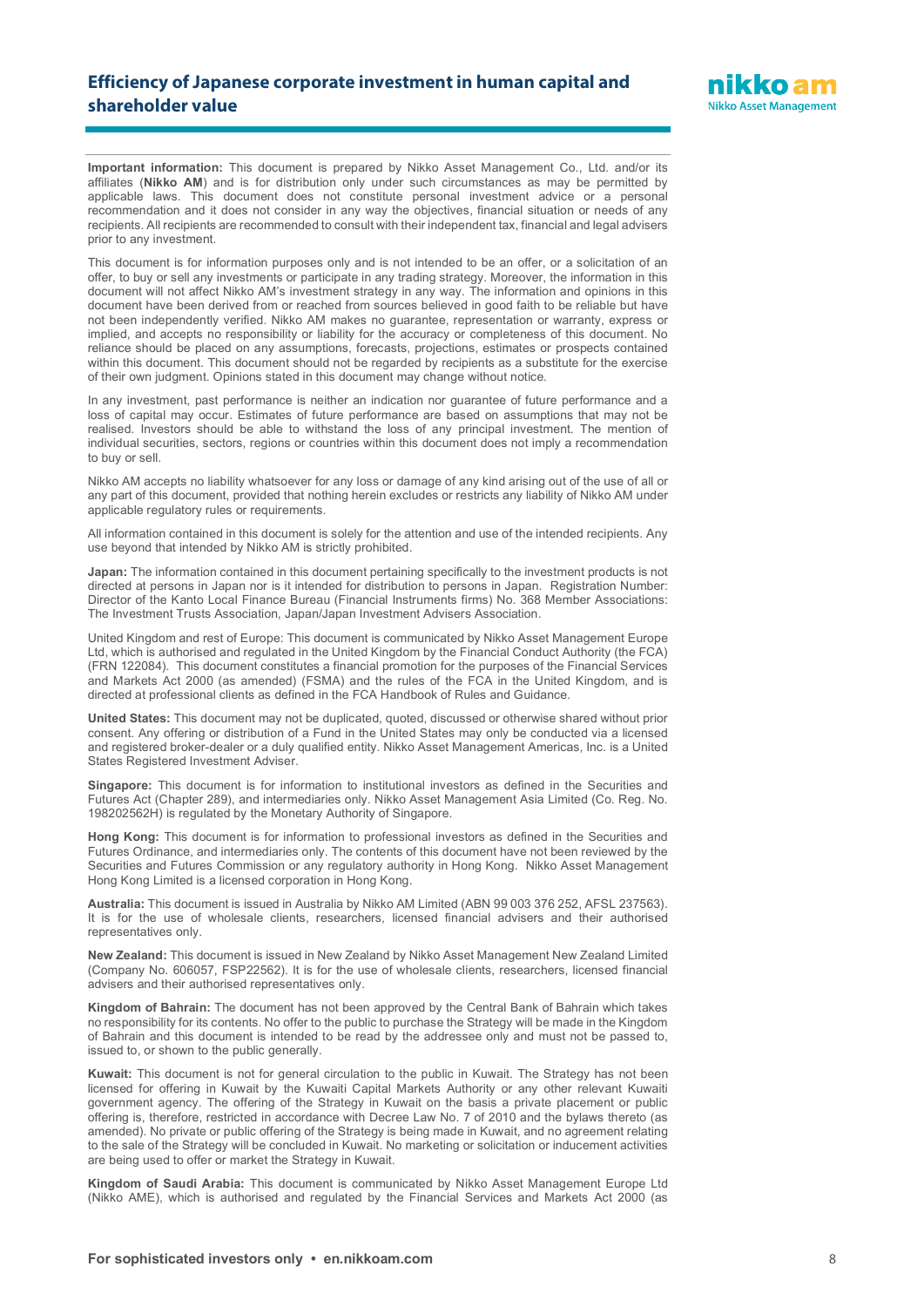**Important information:** This document is prepared by Nikko Asset Management Co., Ltd. and/or its affiliates (**Nikko AM**) and is for distribution only under such circumstances as may be permitted by applicable laws. This document does not constitute personal investment advice or a personal recommendation and it does not consider in any way the objectives, financial situation or needs of any recipients. All recipients are recommended to consult with their independent tax, financial and legal advisers prior to any investment.

This document is for information purposes only and is not intended to be an offer, or a solicitation of an offer, to buy or sell any investments or participate in any trading strategy. Moreover, the information in this document will not affect Nikko AM's investment strategy in any way. The information and opinions in this document have been derived from or reached from sources believed in good faith to be reliable but have not been independently verified. Nikko AM makes no guarantee, representation or warranty, express or implied, and accepts no responsibility or liability for the accuracy or completeness of this document. No reliance should be placed on any assumptions, forecasts, projections, estimates or prospects contained within this document. This document should not be regarded by recipients as a substitute for the exercise of their own judgment. Opinions stated in this document may change without notice.

In any investment, past performance is neither an indication nor guarantee of future performance and a loss of capital may occur. Estimates of future performance are based on assumptions that may not be realised. Investors should be able to withstand the loss of any principal investment. The mention of individual securities, sectors, regions or countries within this document does not imply a recommendation to buy or sell.

Nikko AM accepts no liability whatsoever for any loss or damage of any kind arising out of the use of all or any part of this document, provided that nothing herein excludes or restricts any liability of Nikko AM under applicable regulatory rules or requirements.

All information contained in this document is solely for the attention and use of the intended recipients. Any use beyond that intended by Nikko AM is strictly prohibited.

**Japan:** The information contained in this document pertaining specifically to the investment products is not directed at persons in Japan nor is it intended for distribution to persons in Japan. Registration Number: Director of the Kanto Local Finance Bureau (Financial Instruments firms) No. 368 Member Associations: The Investment Trusts Association, Japan/Japan Investment Advisers Association.

United Kingdom and rest of Europe: This document is communicated by Nikko Asset Management Europe Ltd, which is authorised and regulated in the United Kingdom by the Financial Conduct Authority (the FCA) (FRN 122084). This document constitutes a financial promotion for the purposes of the Financial Services and Markets Act 2000 (as amended) (FSMA) and the rules of the FCA in the United Kingdom, and is directed at professional clients as defined in the FCA Handbook of Rules and Guidance.

**United States:** This document may not be duplicated, quoted, discussed or otherwise shared without prior consent. Any offering or distribution of a Fund in the United States may only be conducted via a licensed and registered broker-dealer or a duly qualified entity. Nikko Asset Management Americas, Inc. is a United States Registered Investment Adviser.

**Singapore:** This document is for information to institutional investors as defined in the Securities and Futures Act (Chapter 289), and intermediaries only. Nikko Asset Management Asia Limited (Co. Reg. No. 198202562H) is regulated by the Monetary Authority of Singapore.

**Hong Kong:** This document is for information to professional investors as defined in the Securities and Futures Ordinance, and intermediaries only. The contents of this document have not been reviewed by the Securities and Futures Commission or any regulatory authority in Hong Kong. Nikko Asset Management Hong Kong Limited is a licensed corporation in Hong Kong.

**Australia:** This document is issued in Australia by Nikko AM Limited (ABN 99 003 376 252, AFSL 237563). It is for the use of wholesale clients, researchers, licensed financial advisers and their authorised representatives only.

**New Zealand:** This document is issued in New Zealand by Nikko Asset Management New Zealand Limited (Company No. 606057, FSP22562). It is for the use of wholesale clients, researchers, licensed financial advisers and their authorised representatives only.

**Kingdom of Bahrain:** The document has not been approved by the Central Bank of Bahrain which takes no responsibility for its contents. No offer to the public to purchase the Strategy will be made in the Kingdom of Bahrain and this document is intended to be read by the addressee only and must not be passed to, issued to, or shown to the public generally.

**Kuwait:** This document is not for general circulation to the public in Kuwait. The Strategy has not been licensed for offering in Kuwait by the Kuwaiti Capital Markets Authority or any other relevant Kuwaiti government agency. The offering of the Strategy in Kuwait on the basis a private placement or public offering is, therefore, restricted in accordance with Decree Law No. 7 of 2010 and the bylaws thereto (as amended). No private or public offering of the Strategy is being made in Kuwait, and no agreement relating to the sale of the Strategy will be concluded in Kuwait. No marketing or solicitation or inducement activities are being used to offer or market the Strategy in Kuwait.

**Kingdom of Saudi Arabia:** This document is communicated by Nikko Asset Management Europe Ltd (Nikko AME), which is authorised and regulated by the Financial Services and Markets Act 2000 (as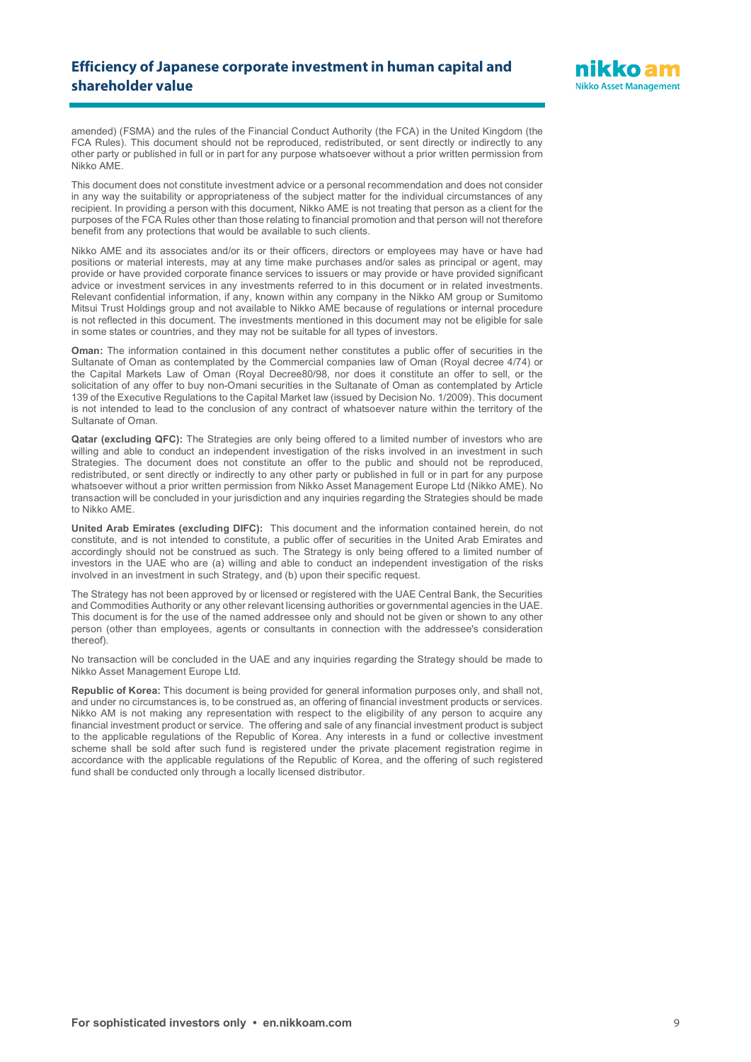amended) (FSMA) and the rules of the Financial Conduct Authority (the FCA) in the United Kingdom (the FCA Rules). This document should not be reproduced, redistributed, or sent directly or indirectly to any other party or published in full or in part for any purpose whatsoever without a prior written permission from Nikko AME.

This document does not constitute investment advice or a personal recommendation and does not consider in any way the suitability or appropriateness of the subject matter for the individual circumstances of any recipient. In providing a person with this document, Nikko AME is not treating that person as a client for the purposes of the FCA Rules other than those relating to financial promotion and that person will not therefore benefit from any protections that would be available to such clients.

Nikko AME and its associates and/or its or their officers, directors or employees may have or have had positions or material interests, may at any time make purchases and/or sales as principal or agent, may provide or have provided corporate finance services to issuers or may provide or have provided significant advice or investment services in any investments referred to in this document or in related investments. Relevant confidential information, if any, known within any company in the Nikko AM group or Sumitomo Mitsui Trust Holdings group and not available to Nikko AME because of regulations or internal procedure is not reflected in this document. The investments mentioned in this document may not be eligible for sale in some states or countries, and they may not be suitable for all types of investors.

**Oman:** The information contained in this document nether constitutes a public offer of securities in the Sultanate of Oman as contemplated by the Commercial companies law of Oman (Royal decree 4/74) or the Capital Markets Law of Oman (Royal Decree80/98, nor does it constitute an offer to sell, or the solicitation of any offer to buy non-Omani securities in the Sultanate of Oman as contemplated by Article 139 of the Executive Regulations to the Capital Market law (issued by Decision No. 1/2009). This document is not intended to lead to the conclusion of any contract of whatsoever nature within the territory of the Sultanate of Oman.

**Qatar (excluding QFC):** The Strategies are only being offered to a limited number of investors who are willing and able to conduct an independent investigation of the risks involved in an investment in such Strategies. The document does not constitute an offer to the public and should not be reproduced, redistributed, or sent directly or indirectly to any other party or published in full or in part for any purpose whatsoever without a prior written permission from Nikko Asset Management Europe Ltd (Nikko AME). No transaction will be concluded in your jurisdiction and any inquiries regarding the Strategies should be made to Nikko AME.

**United Arab Emirates (excluding DIFC):** This document and the information contained herein, do not constitute, and is not intended to constitute, a public offer of securities in the United Arab Emirates and accordingly should not be construed as such. The Strategy is only being offered to a limited number of investors in the UAE who are (a) willing and able to conduct an independent investigation of the risks involved in an investment in such Strategy, and (b) upon their specific request.

The Strategy has not been approved by or licensed or registered with the UAE Central Bank, the Securities and Commodities Authority or any other relevant licensing authorities or governmental agencies in the UAE. This document is for the use of the named addressee only and should not be given or shown to any other person (other than employees, agents or consultants in connection with the addressee's consideration thereof).

No transaction will be concluded in the UAE and any inquiries regarding the Strategy should be made to Nikko Asset Management Europe Ltd.

**Republic of Korea:** This document is being provided for general information purposes only, and shall not, and under no circumstances is, to be construed as, an offering of financial investment products or services. Nikko AM is not making any representation with respect to the eligibility of any person to acquire any financial investment product or service. The offering and sale of any financial investment product is subject to the applicable regulations of the Republic of Korea. Any interests in a fund or collective investment scheme shall be sold after such fund is registered under the private placement registration regime in accordance with the applicable regulations of the Republic of Korea, and the offering of such registered fund shall be conducted only through a locally licensed distributor.